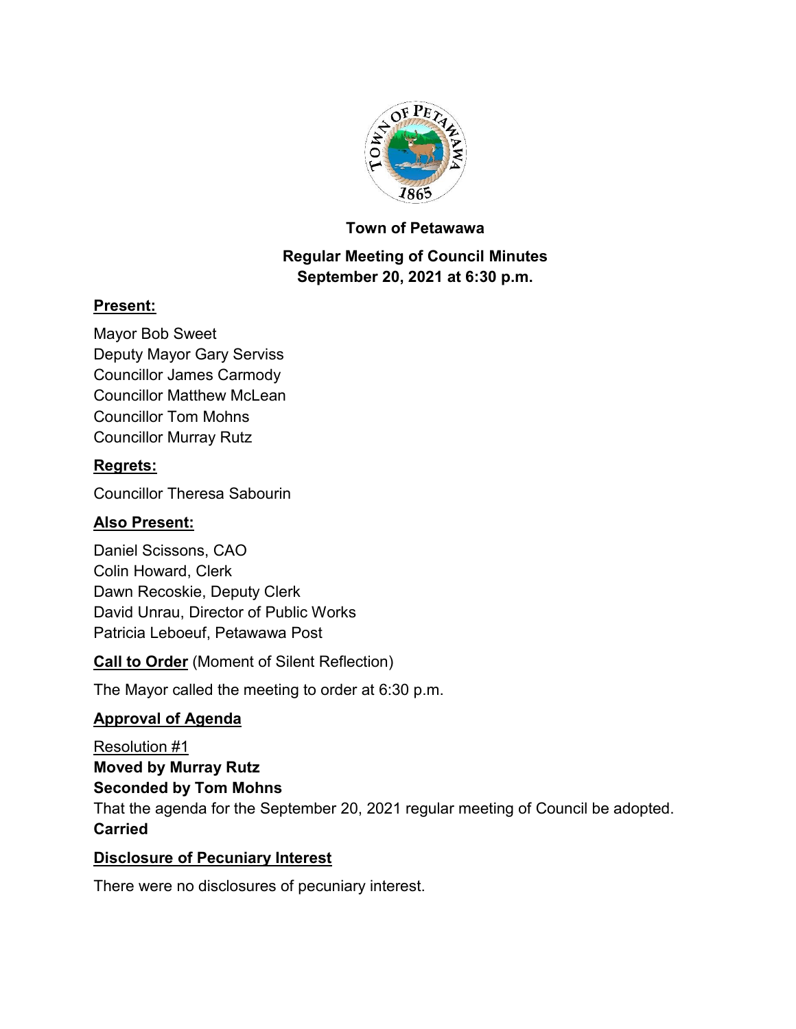**Town of Petawawa**

**Regular Meeting of Council Minutes**
**September 20, 2021 at 6:30 p.m.**

**Present:**

Mayor Bob Sweet
Deputy Mayor Gary Serviss
Councillor James Carmody
Councillor Matthew McLean
Councillor Tom Mohns
Councillor Murray Rutz

**Regrets:**

Councillor Theresa Sabourin

**Also Present:**

Daniel Scissons, CAO
Colin Howard, Clerk
Dawn Recoskie, Deputy Clerk
David Unrau, Director of Public Works
Patricia Leboeuf, Petawawa Post

**Call to Order** (Moment of Silent Reflection)

The Mayor called the meeting to order at 6:30 p.m.

**Approval of Agenda**

Resolution #1
**Moved by Murray Rutz**
**Seconded by Tom Mohns**
That the agenda for the September 20, 2021 regular meeting of Council be adopted.
**Carried**

**Disclosure of Pecuniary Interest**

There were no disclosures of pecuniary interest.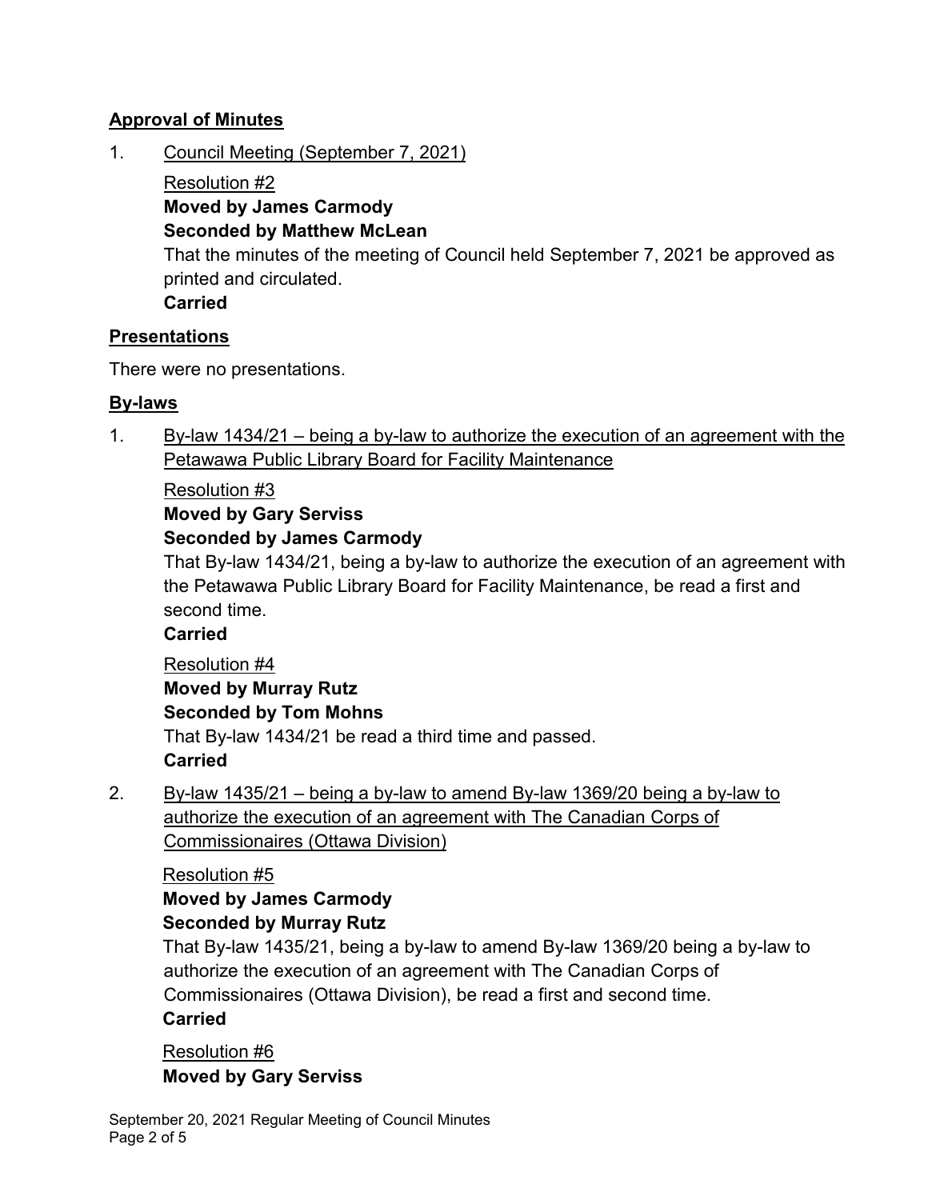## Approval of Minutes

1. Council Meeting (September 7, 2021)

   Resolution #2
   **Moved by James Carmody**
   **Seconded by Matthew McLean**
   That the minutes of the meeting of Council held September 7, 2021 be approved as printed and circulated.
   **Carried**

## Presentations

There were no presentations.

## By-laws

1. By-law 1434/21 – being a by-law to authorize the execution of an agreement with the Petawawa Public Library Board for Facility Maintenance

   Resolution #3
   **Moved by Gary Serviss**
   **Seconded by James Carmody**
   That By-law 1434/21, being a by-law to authorize the execution of an agreement with the Petawawa Public Library Board for Facility Maintenance, be read a first and second time.
   **Carried**

   Resolution #4
   **Moved by Murray Rutz**
   **Seconded by Tom Mohns**
   That By-law 1434/21 be read a third time and passed.
   **Carried**

2. By-law 1435/21 – being a by-law to amend By-law 1369/20 being a by-law to authorize the execution of an agreement with The Canadian Corps of Commissionaires (Ottawa Division)

   Resolution #5
   **Moved by James Carmody**
   **Seconded by Murray Rutz**
   That By-law 1435/21, being a by-law to amend By-law 1369/20 being a by-law to authorize the execution of an agreement with The Canadian Corps of Commissionaires (Ottawa Division), be read a first and second time.
   **Carried**

   Resolution #6
   **Moved by Gary Serviss**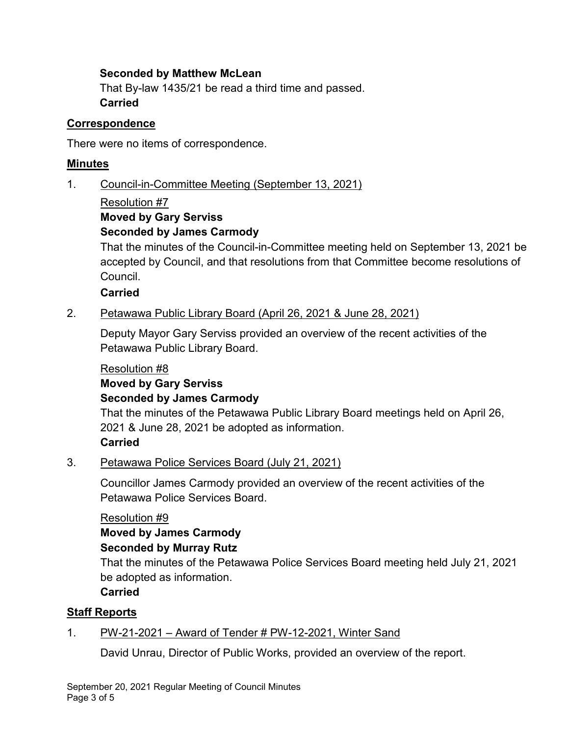**Seconded by Matthew McLean**
That By-law 1435/21 be read a third time and passed.
**Carried**

## Correspondence

There were no items of correspondence.

## Minutes

1. Council-in-Committee Meeting (September 13, 2021)

   Resolution #7
   **Moved by Gary Serviss**
   **Seconded by James Carmody**
   That the minutes of the Council-in-Committee meeting held on September 13, 2021 be accepted by Council, and that resolutions from that Committee become resolutions of Council.
   **Carried**

2. Petawawa Public Library Board (April 26, 2021 & June 28, 2021)

   Deputy Mayor Gary Serviss provided an overview of the recent activities of the Petawawa Public Library Board.

   Resolution #8
   **Moved by Gary Serviss**
   **Seconded by James Carmody**
   That the minutes of the Petawawa Public Library Board meetings held on April 26, 2021 & June 28, 2021 be adopted as information.
   **Carried**

3. Petawawa Police Services Board (July 21, 2021)

   Councillor James Carmody provided an overview of the recent activities of the Petawawa Police Services Board.

   Resolution #9
   **Moved by James Carmody**
   **Seconded by Murray Rutz**
   That the minutes of the Petawawa Police Services Board meeting held July 21, 2021 be adopted as information.
   **Carried**

## Staff Reports

1. PW-21-2021 – Award of Tender # PW-12-2021, Winter Sand

   David Unrau, Director of Public Works, provided an overview of the report.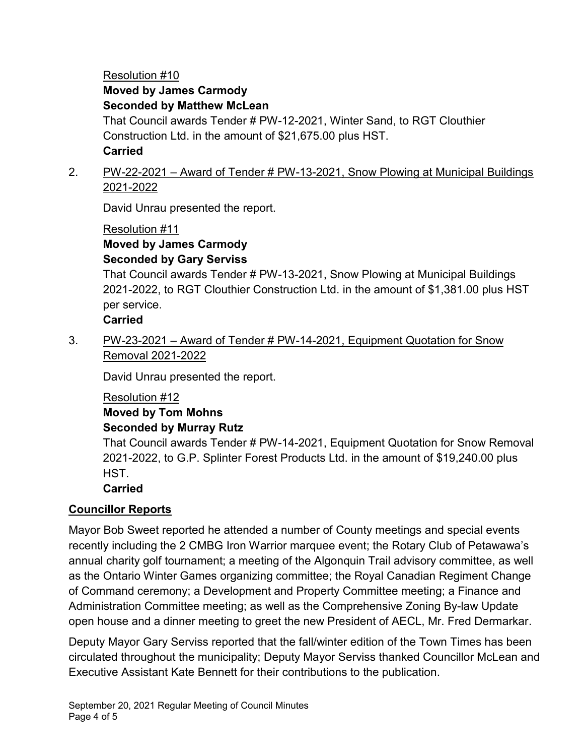Resolution #10

**Moved by James Carmody**

**Seconded by Matthew McLean**

That Council awards Tender # PW-12-2021, Winter Sand, to RGT Clouthier Construction Ltd. in the amount of $21,675.00 plus HST.

**Carried**

2. PW-22-2021 – Award of Tender # PW-13-2021, Snow Plowing at Municipal Buildings 2021-2022

   David Unrau presented the report.

   Resolution #11

   **Moved by James Carmody**

   **Seconded by Gary Serviss**

   That Council awards Tender # PW-13-2021, Snow Plowing at Municipal Buildings 2021-2022, to RGT Clouthier Construction Ltd. in the amount of $1,381.00 plus HST per service.

   **Carried**

3. PW-23-2021 – Award of Tender # PW-14-2021, Equipment Quotation for Snow Removal 2021-2022

   David Unrau presented the report.

   Resolution #12

   **Moved by Tom Mohns**

   **Seconded by Murray Rutz**

   That Council awards Tender # PW-14-2021, Equipment Quotation for Snow Removal 2021-2022, to G.P. Splinter Forest Products Ltd. in the amount of $19,240.00 plus HST.

   **Carried**

## Councillor Reports

Mayor Bob Sweet reported he attended a number of County meetings and special events recently including the 2 CMBG Iron Warrior marquee event; the Rotary Club of Petawawa's annual charity golf tournament; a meeting of the Algonquin Trail advisory committee, as well as the Ontario Winter Games organizing committee; the Royal Canadian Regiment Change of Command ceremony; a Development and Property Committee meeting; a Finance and Administration Committee meeting; as well as the Comprehensive Zoning By-law Update open house and a dinner meeting to greet the new President of AECL, Mr. Fred Dermarkar.

Deputy Mayor Gary Serviss reported that the fall/winter edition of the Town Times has been circulated throughout the municipality; Deputy Mayor Serviss thanked Councillor McLean and Executive Assistant Kate Bennett for their contributions to the publication.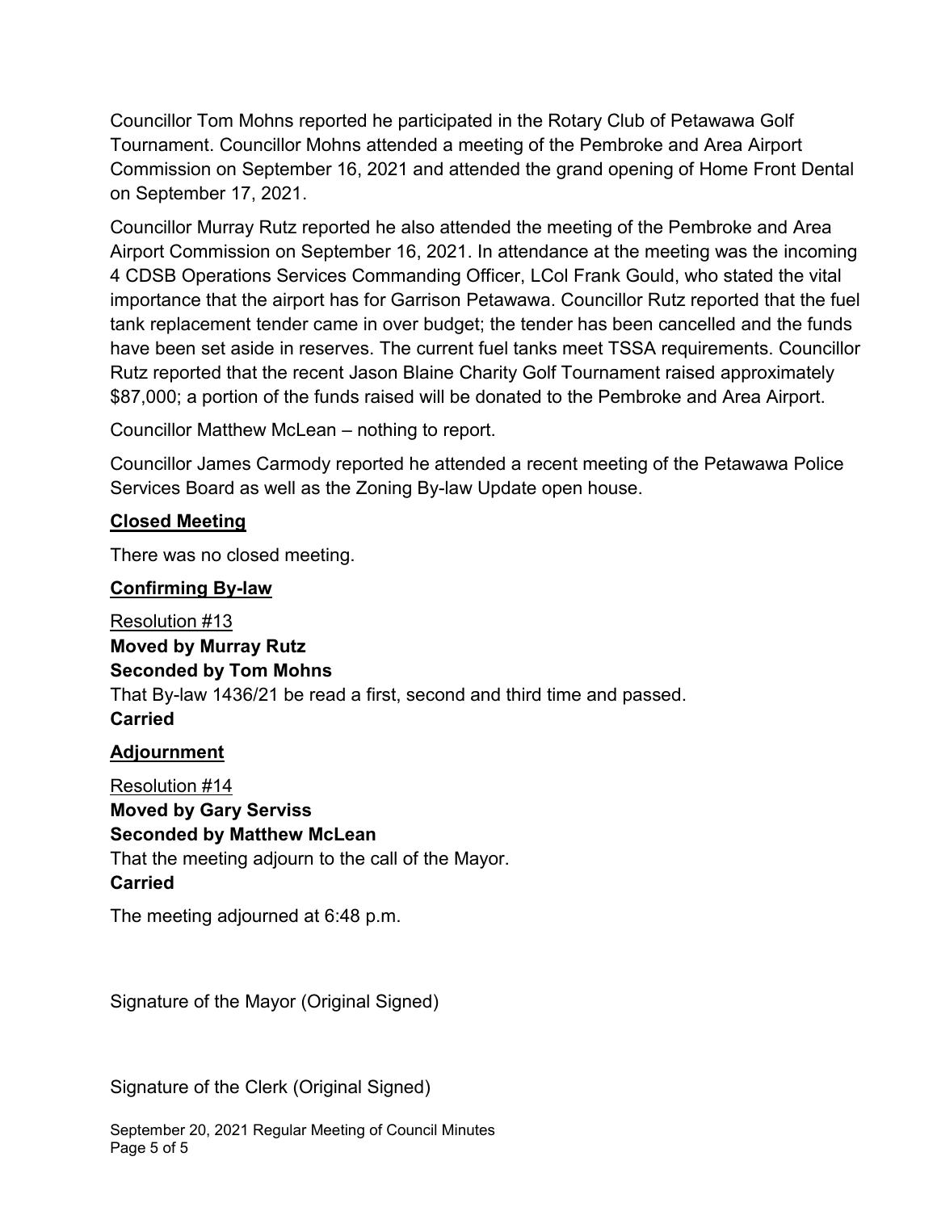Councillor Tom Mohns reported he participated in the Rotary Club of Petawawa Golf Tournament. Councillor Mohns attended a meeting of the Pembroke and Area Airport Commission on September 16, 2021 and attended the grand opening of Home Front Dental on September 17, 2021.

Councillor Murray Rutz reported he also attended the meeting of the Pembroke and Area Airport Commission on September 16, 2021. In attendance at the meeting was the incoming 4 CDSB Operations Services Commanding Officer, LCol Frank Gould, who stated the vital importance that the airport has for Garrison Petawawa. Councillor Rutz reported that the fuel tank replacement tender came in over budget; the tender has been cancelled and the funds have been set aside in reserves. The current fuel tanks meet TSSA requirements. Councillor Rutz reported that the recent Jason Blaine Charity Golf Tournament raised approximately $87,000; a portion of the funds raised will be donated to the Pembroke and Area Airport.

Councillor Matthew McLean – nothing to report.

Councillor James Carmody reported he attended a recent meeting of the Petawawa Police Services Board as well as the Zoning By-law Update open house.

## Closed Meeting

There was no closed meeting.

## Confirming By-law

Resolution #13
**Moved by Murray Rutz**
**Seconded by Tom Mohns**
That By-law 1436/21 be read a first, second and third time and passed.
**Carried**

## Adjournment

Resolution #14
**Moved by Gary Serviss**
**Seconded by Matthew McLean**
That the meeting adjourn to the call of the Mayor.
**Carried**

The meeting adjourned at 6:48 p.m.

Signature of the Mayor (Original Signed)

Signature of the Clerk (Original Signed)